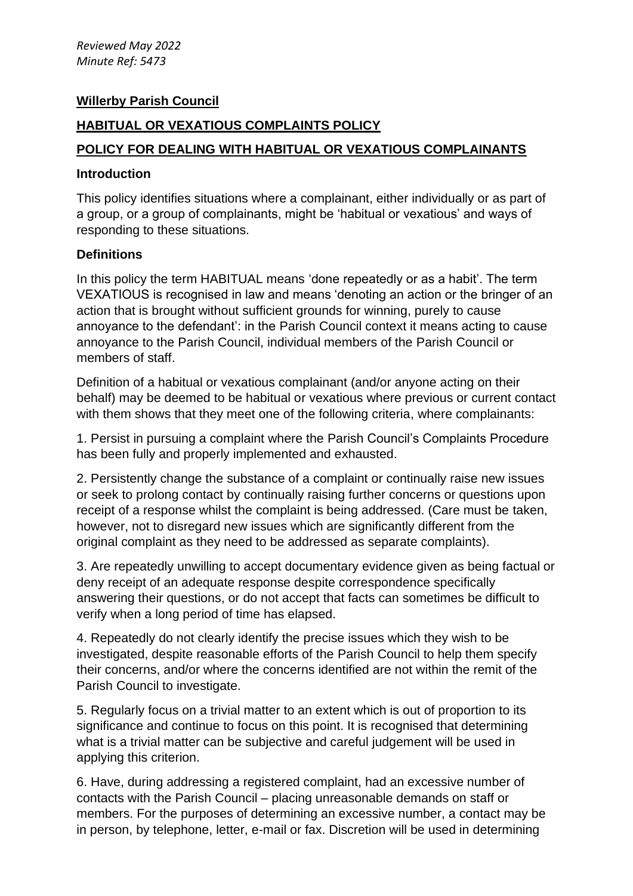*Reviewed May 2022*
*Minute Ref: 5473*

**Willerby Parish Council**

**HABITUAL OR VEXATIOUS COMPLAINTS POLICY**

**POLICY FOR DEALING WITH HABITUAL OR VEXATIOUS COMPLAINANTS**

### Introduction

This policy identifies situations where a complainant, either individually or as part of a group, or a group of complainants, might be 'habitual or vexatious' and ways of responding to these situations.

### Definitions

In this policy the term HABITUAL means 'done repeatedly or as a habit'. The term VEXATIOUS is recognised in law and means 'denoting an action or the bringer of an action that is brought without sufficient grounds for winning, purely to cause annoyance to the defendant': in the Parish Council context it means acting to cause annoyance to the Parish Council, individual members of the Parish Council or members of staff.

Definition of a habitual or vexatious complainant (and/or anyone acting on their behalf) may be deemed to be habitual or vexatious where previous or current contact with them shows that they meet one of the following criteria, where complainants:

1. Persist in pursuing a complaint where the Parish Council's Complaints Procedure has been fully and properly implemented and exhausted.

2. Persistently change the substance of a complaint or continually raise new issues or seek to prolong contact by continually raising further concerns or questions upon receipt of a response whilst the complaint is being addressed. (Care must be taken, however, not to disregard new issues which are significantly different from the original complaint as they need to be addressed as separate complaints).

3. Are repeatedly unwilling to accept documentary evidence given as being factual or deny receipt of an adequate response despite correspondence specifically answering their questions, or do not accept that facts can sometimes be difficult to verify when a long period of time has elapsed.

4. Repeatedly do not clearly identify the precise issues which they wish to be investigated, despite reasonable efforts of the Parish Council to help them specify their concerns, and/or where the concerns identified are not within the remit of the Parish Council to investigate.

5. Regularly focus on a trivial matter to an extent which is out of proportion to its significance and continue to focus on this point. It is recognised that determining what is a trivial matter can be subjective and careful judgement will be used in applying this criterion.

6. Have, during addressing a registered complaint, had an excessive number of contacts with the Parish Council – placing unreasonable demands on staff or members. For the purposes of determining an excessive number, a contact may be in person, by telephone, letter, e-mail or fax. Discretion will be used in determining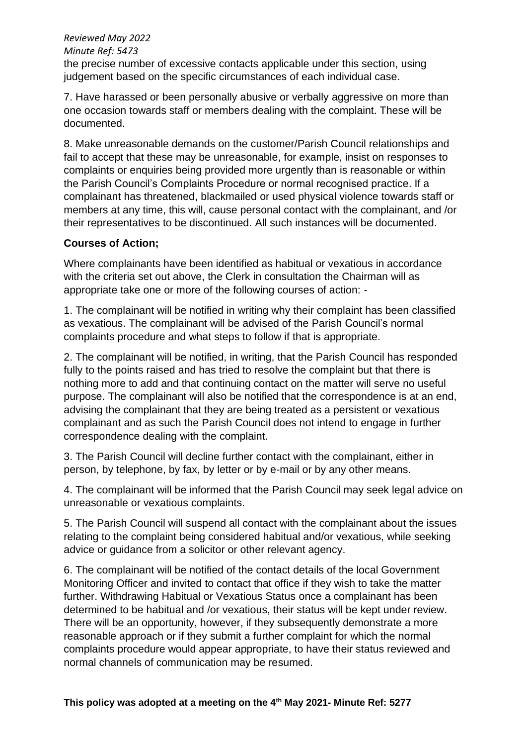the precise number of excessive contacts applicable under this section, using judgement based on the specific circumstances of each individual case.

7. Have harassed or been personally abusive or verbally aggressive on more than one occasion towards staff or members dealing with the complaint. These will be documented.

8. Make unreasonable demands on the customer/Parish Council relationships and fail to accept that these may be unreasonable, for example, insist on responses to complaints or enquiries being provided more urgently than is reasonable or within the Parish Council's Complaints Procedure or normal recognised practice. If a complainant has threatened, blackmailed or used physical violence towards staff or members at any time, this will, cause personal contact with the complainant, and /or their representatives to be discontinued. All such instances will be documented.

**Courses of Action;**

Where complainants have been identified as habitual or vexatious in accordance with the criteria set out above, the Clerk in consultation the Chairman will as appropriate take one or more of the following courses of action: -

1. The complainant will be notified in writing why their complaint has been classified as vexatious. The complainant will be advised of the Parish Council's normal complaints procedure and what steps to follow if that is appropriate.

2. The complainant will be notified, in writing, that the Parish Council has responded fully to the points raised and has tried to resolve the complaint but that there is nothing more to add and that continuing contact on the matter will serve no useful purpose. The complainant will also be notified that the correspondence is at an end, advising the complainant that they are being treated as a persistent or vexatious complainant and as such the Parish Council does not intend to engage in further correspondence dealing with the complaint.

3. The Parish Council will decline further contact with the complainant, either in person, by telephone, by fax, by letter or by e-mail or by any other means.

4. The complainant will be informed that the Parish Council may seek legal advice on unreasonable or vexatious complaints.

5. The Parish Council will suspend all contact with the complainant about the issues relating to the complaint being considered habitual and/or vexatious, while seeking advice or guidance from a solicitor or other relevant agency.

6. The complainant will be notified of the contact details of the local Government Monitoring Officer and invited to contact that office if they wish to take the matter further. Withdrawing Habitual or Vexatious Status once a complainant has been determined to be habitual and /or vexatious, their status will be kept under review. There will be an opportunity, however, if they subsequently demonstrate a more reasonable approach or if they submit a further complaint for which the normal complaints procedure would appear appropriate, to have their status reviewed and normal channels of communication may be resumed.

**This policy was adopted at a meeting on the 4th May 2021- Minute Ref: 5277**